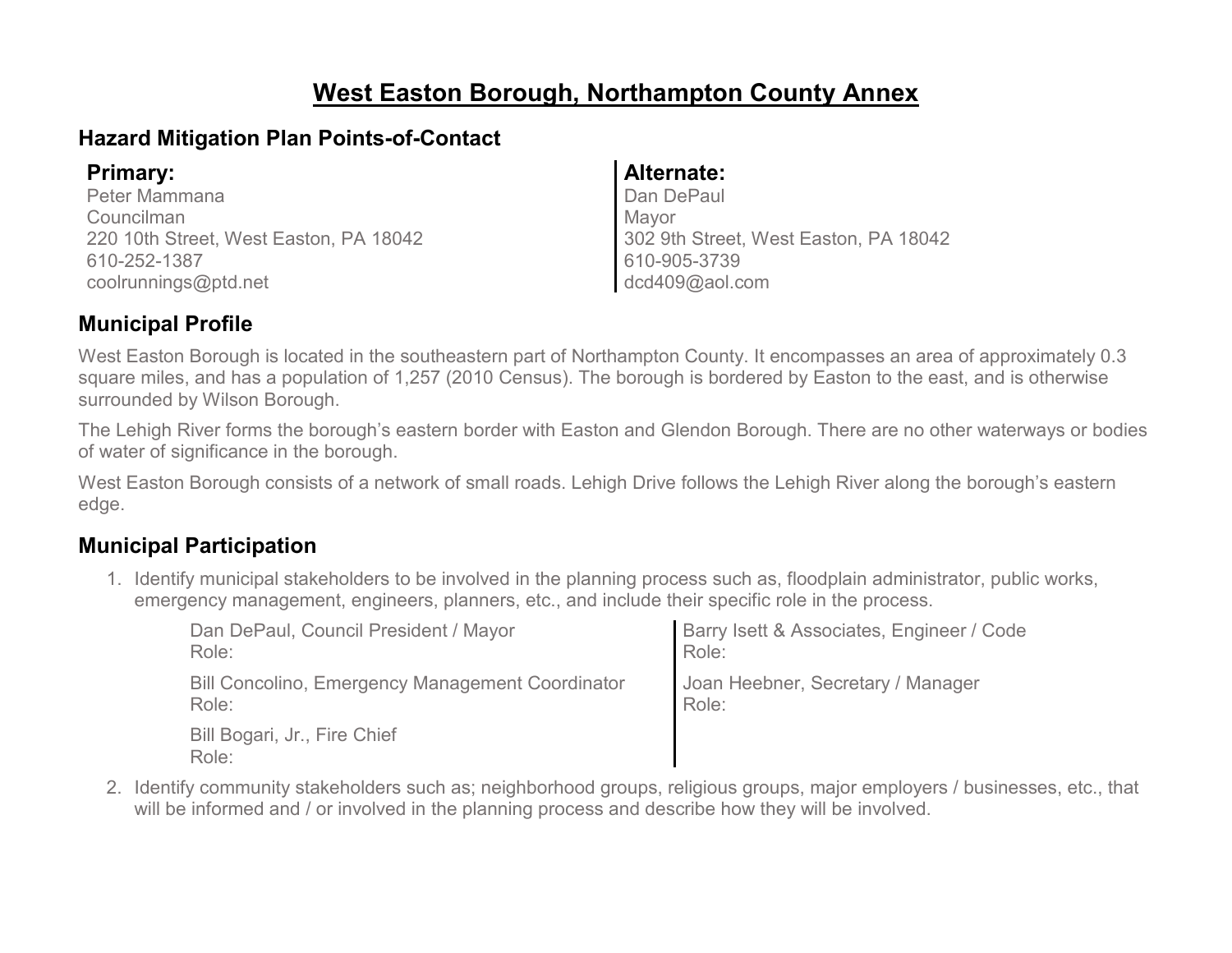# West Easton Borough, Northampton County Annex

## Hazard Mitigation Plan Points-of-Contact

**Primary:**
Peter Mammana
Councilman
220 10th Street, West Easton, PA 18042
610-252-1387
coolrunnings@ptd.net

**Alternate:**
Dan DePaul
Mayor
302 9th Street, West Easton, PA 18042
610-905-3739
dcd409@aol.com

## Municipal Profile

West Easton Borough is located in the southeastern part of Northampton County. It encompasses an area of approximately 0.3 square miles, and has a population of 1,257 (2010 Census). The borough is bordered by Easton to the east, and is otherwise surrounded by Wilson Borough.

The Lehigh River forms the borough's eastern border with Easton and Glendon Borough. There are no other waterways or bodies of water of significance in the borough.

West Easton Borough consists of a network of small roads. Lehigh Drive follows the Lehigh River along the borough's eastern edge.

## Municipal Participation

1. Identify municipal stakeholders to be involved in the planning process such as, floodplain administrator, public works, emergency management, engineers, planners, etc., and include their specific role in the process.

   Dan DePaul, Council President / Mayor
   Role:

   Bill Concolino, Emergency Management Coordinator
   Role:

   Bill Bogari, Jr., Fire Chief
   Role:

   Barry Isett & Associates, Engineer / Code
   Role:

   Joan Heebner, Secretary / Manager
   Role:

2. Identify community stakeholders such as; neighborhood groups, religious groups, major employers / businesses, etc., that will be informed and / or involved in the planning process and describe how they will be involved.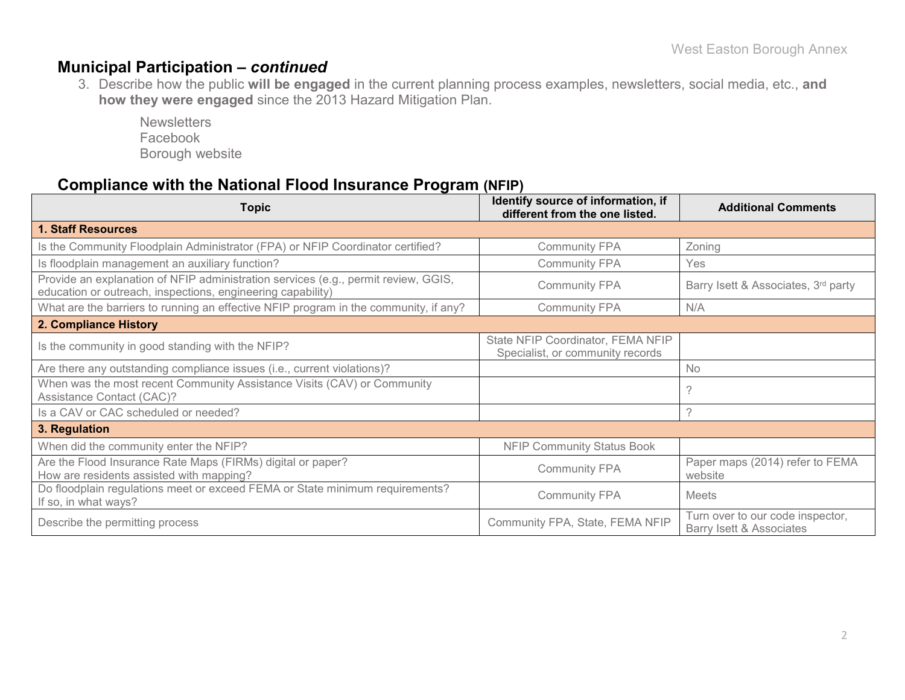## Municipal Participation – *continued*

3. Describe how the public **will be engaged** in the current planning process examples, newsletters, social media, etc., **and how they were engaged** since the 2013 Hazard Mitigation Plan.

    Newsletters
    Facebook
    Borough website

## Compliance with the National Flood Insurance Program (NFIP)

| Topic | Identify source of information, if different from the one listed. | Additional Comments |
|---|---|---|
| **1. Staff Resources** | | |
| Is the Community Floodplain Administrator (FPA) or NFIP Coordinator certified? | Community FPA | Zoning |
| Is floodplain management an auxiliary function? | Community FPA | Yes |
| Provide an explanation of NFIP administration services (e.g., permit review, GGIS, education or outreach, inspections, engineering capability) | Community FPA | Barry Isett & Associates, 3rd party |
| What are the barriers to running an effective NFIP program in the community, if any? | Community FPA | N/A |
| **2. Compliance History** | | |
| Is the community in good standing with the NFIP? | State NFIP Coordinator, FEMA NFIP Specialist, or community records | |
| Are there any outstanding compliance issues (i.e., current violations)? | | No |
| When was the most recent Community Assistance Visits (CAV) or Community Assistance Contact (CAC)? | | ? |
| Is a CAV or CAC scheduled or needed? | | ? |
| **3. Regulation** | | |
| When did the community enter the NFIP? | NFIP Community Status Book | |
| Are the Flood Insurance Rate Maps (FIRMs) digital or paper? How are residents assisted with mapping? | Community FPA | Paper maps (2014) refer to FEMA website |
| Do floodplain regulations meet or exceed FEMA or State minimum requirements? If so, in what ways? | Community FPA | Meets |
| Describe the permitting process | Community FPA, State, FEMA NFIP | Turn over to our code inspector, Barry Isett & Associates |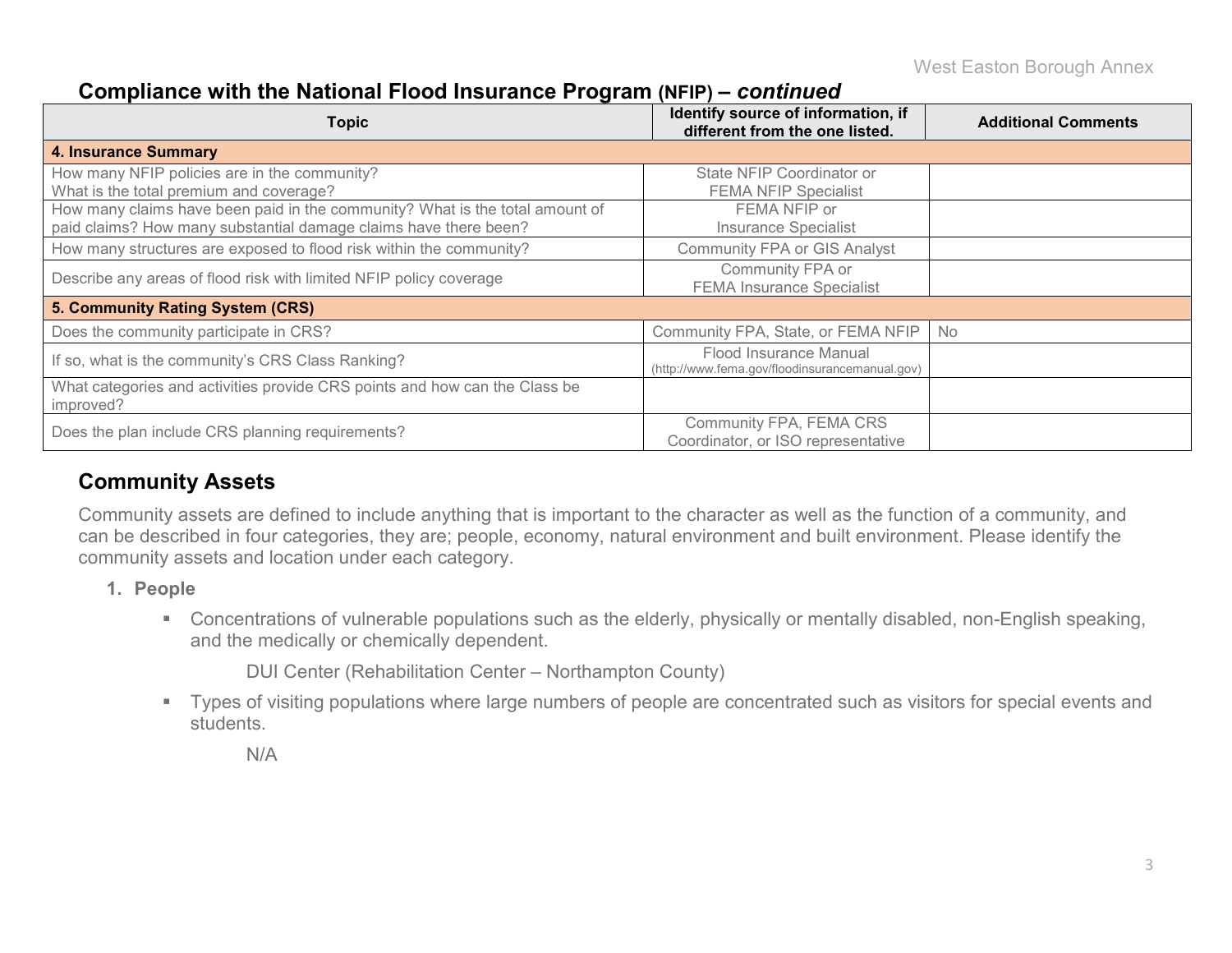## Compliance with the National Flood Insurance Program (NFIP) – *continued*

| Topic | Identify source of information, if different from the one listed. | Additional Comments |
|---|---|---|
| **4. Insurance Summary** | | |
| How many NFIP policies are in the community? What is the total premium and coverage? | State NFIP Coordinator or FEMA NFIP Specialist | |
| How many claims have been paid in the community? What is the total amount of paid claims? How many substantial damage claims have there been? | FEMA NFIP or Insurance Specialist | |
| How many structures are exposed to flood risk within the community? | Community FPA or GIS Analyst | |
| Describe any areas of flood risk with limited NFIP policy coverage | Community FPA or FEMA Insurance Specialist | |
| **5. Community Rating System (CRS)** | | |
| Does the community participate in CRS? | Community FPA, State, or FEMA NFIP | No |
| If so, what is the community's CRS Class Ranking? | Flood Insurance Manual (http://www.fema.gov/floodinsurancemanual.gov) | |
| What categories and activities provide CRS points and how can the Class be improved? | | |
| Does the plan include CRS planning requirements? | Community FPA, FEMA CRS Coordinator, or ISO representative | |

## Community Assets

Community assets are defined to include anything that is important to the character as well as the function of a community, and can be described in four categories, they are; people, economy, natural environment and built environment. Please identify the community assets and location under each category.

1. **People**
   - Concentrations of vulnerable populations such as the elderly, physically or mentally disabled, non-English speaking, and the medically or chemically dependent.

     DUI Center (Rehabilitation Center – Northampton County)

   - Types of visiting populations where large numbers of people are concentrated such as visitors for special events and students.

     N/A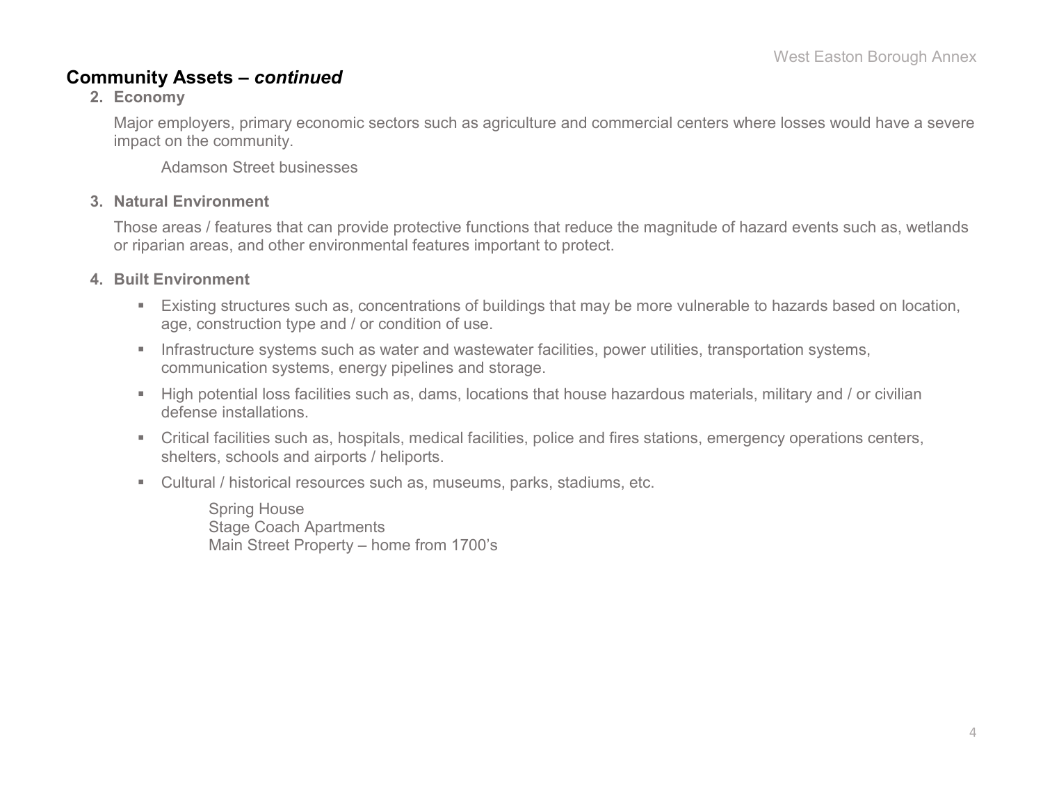## Community Assets – *continued*

**2. Economy**

Major employers, primary economic sectors such as agriculture and commercial centers where losses would have a severe impact on the community.

Adamson Street businesses

**3. Natural Environment**

Those areas / features that can provide protective functions that reduce the magnitude of hazard events such as, wetlands or riparian areas, and other environmental features important to protect.

**4. Built Environment**

- Existing structures such as, concentrations of buildings that may be more vulnerable to hazards based on location, age, construction type and / or condition of use.
- Infrastructure systems such as water and wastewater facilities, power utilities, transportation systems, communication systems, energy pipelines and storage.
- High potential loss facilities such as, dams, locations that house hazardous materials, military and / or civilian defense installations.
- Critical facilities such as, hospitals, medical facilities, police and fires stations, emergency operations centers, shelters, schools and airports / heliports.
- Cultural / historical resources such as, museums, parks, stadiums, etc.

Spring House
Stage Coach Apartments
Main Street Property – home from 1700's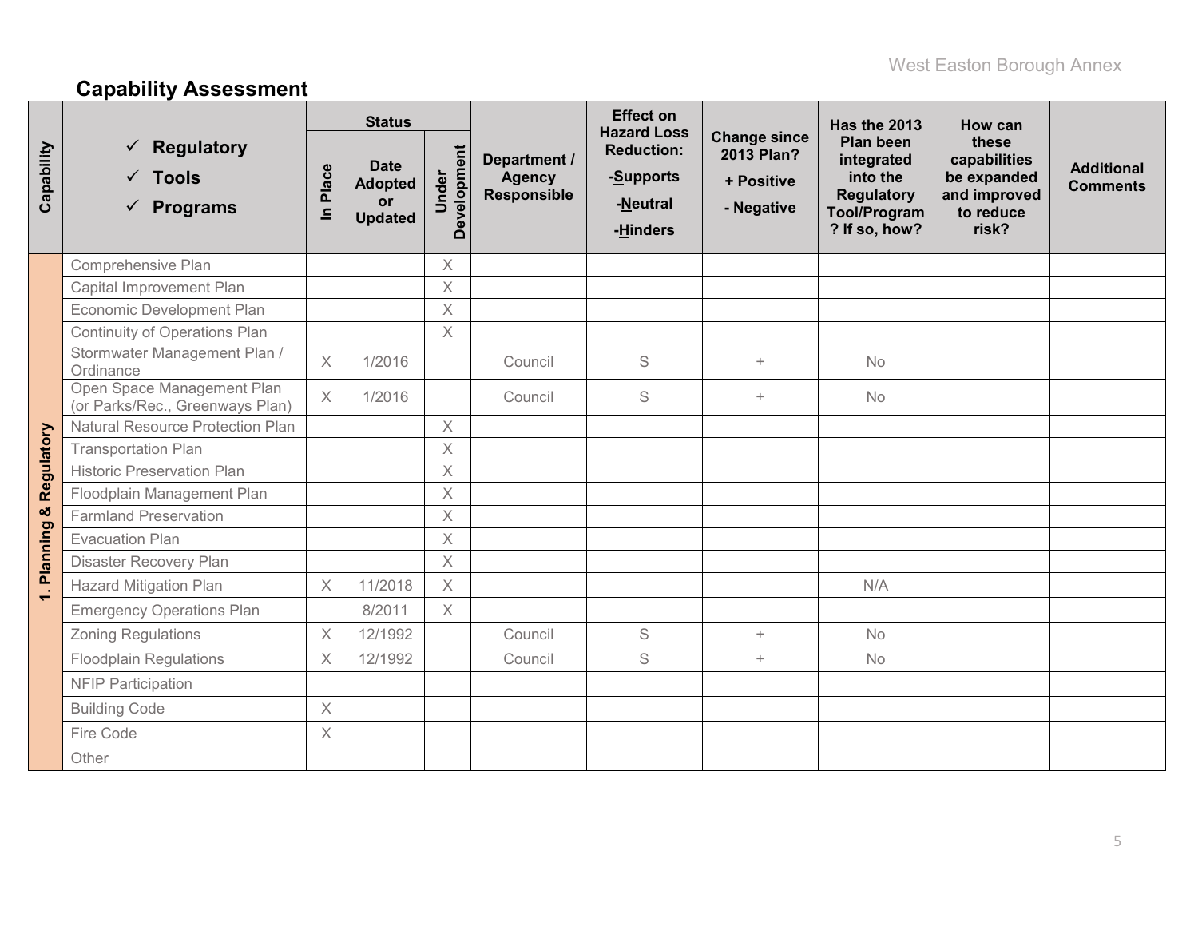## Capability Assessment

| Capability | ✓ Regulatory ✓ Tools ✓ Programs | Status | | | Department / Agency Responsible | Effect on Hazard Loss Reduction: -Supports -Neutral -Hinders | Change since 2013 Plan? + Positive - Negative | Has the 2013 Plan been integrated into the Regulatory Tool/Program? If so, how? | How can these capabilities be expanded and improved to reduce risk? | Additional Comments |
|---|---|---|---|---|---|---|---|---|---|---|
| | | In Place | Date Adopted or Updated | Under Development | | | | | | |
| 1. Planning & Regulatory | Comprehensive Plan | | | X | | | | | | |
| | Capital Improvement Plan | | | X | | | | | | |
| | Economic Development Plan | | | X | | | | | | |
| | Continuity of Operations Plan | | | X | | | | | | |
| | Stormwater Management Plan / Ordinance | X | 1/2016 | | Council | S | + | No | | |
| | Open Space Management Plan (or Parks/Rec., Greenways Plan) | X | 1/2016 | | Council | S | + | No | | |
| | Natural Resource Protection Plan | | | X | | | | | | |
| | Transportation Plan | | | X | | | | | | |
| | Historic Preservation Plan | | | X | | | | | | |
| | Floodplain Management Plan | | | X | | | | | | |
| | Farmland Preservation | | | X | | | | | | |
| | Evacuation Plan | | | X | | | | | | |
| | Disaster Recovery Plan | | | X | | | | | | |
| | Hazard Mitigation Plan | X | 11/2018 | X | | | | N/A | | |
| | Emergency Operations Plan | | 8/2011 | X | | | | | | |
| | Zoning Regulations | X | 12/1992 | | Council | S | + | No | | |
| | Floodplain Regulations | X | 12/1992 | | Council | S | + | No | | |
| | NFIP Participation | | | | | | | | | |
| | Building Code | X | | | | | | | | |
| | Fire Code | X | | | | | | | | |
| | Other | | | | | | | | | |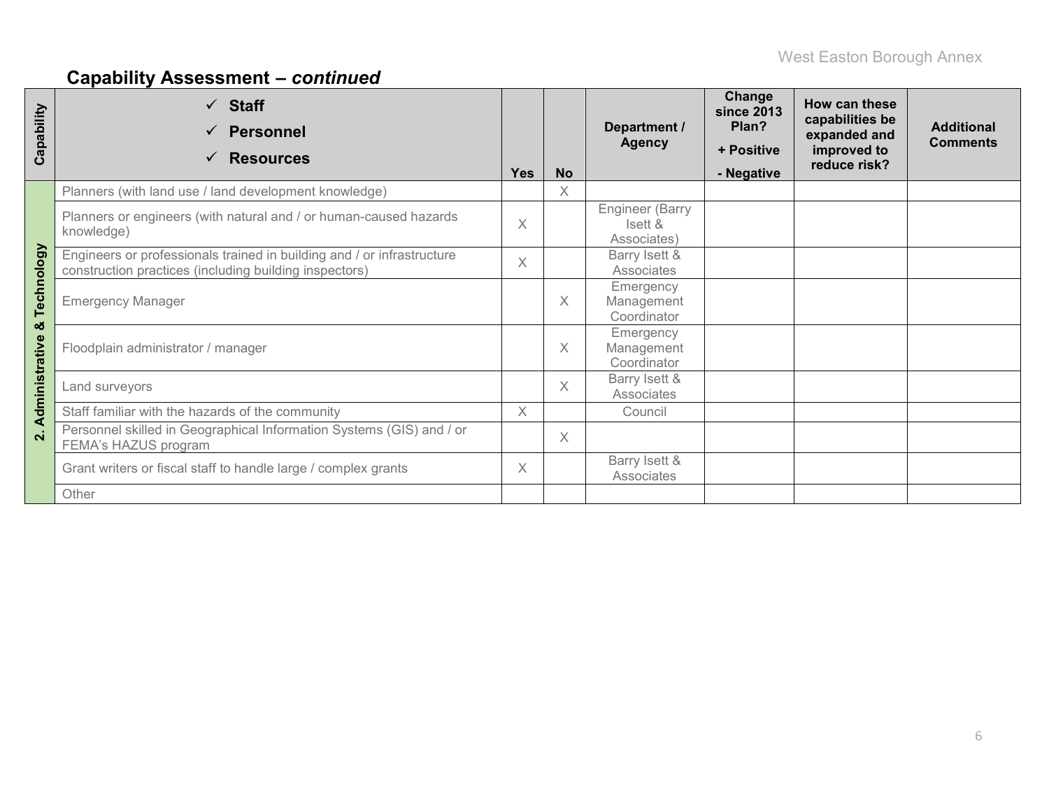## Capability Assessment – *continued*

| Capability | ✓ Staff ✓ Personnel ✓ Resources | Yes | No | Department / Agency | Change since 2013 Plan? + Positive - Negative | How can these capabilities be expanded and improved to reduce risk? | Additional Comments |
|---|---|---|---|---|---|---|---|
| 2. Administrative & Technology | Planners (with land use / land development knowledge) | | X | | | | |
| | Planners or engineers (with natural and / or human-caused hazards knowledge) | X | | Engineer (Barry Isett & Associates) | | | |
| | Engineers or professionals trained in building and / or infrastructure construction practices (including building inspectors) | X | | Barry Isett & Associates | | | |
| | Emergency Manager | | X | Emergency Management Coordinator | | | |
| | Floodplain administrator / manager | | X | Emergency Management Coordinator | | | |
| | Land surveyors | | X | Barry Isett & Associates | | | |
| | Staff familiar with the hazards of the community | X | | Council | | | |
| | Personnel skilled in Geographical Information Systems (GIS) and / or FEMA's HAZUS program | | X | | | | |
| | Grant writers or fiscal staff to handle large / complex grants | X | | Barry Isett & Associates | | | |
| | Other | | | | | | |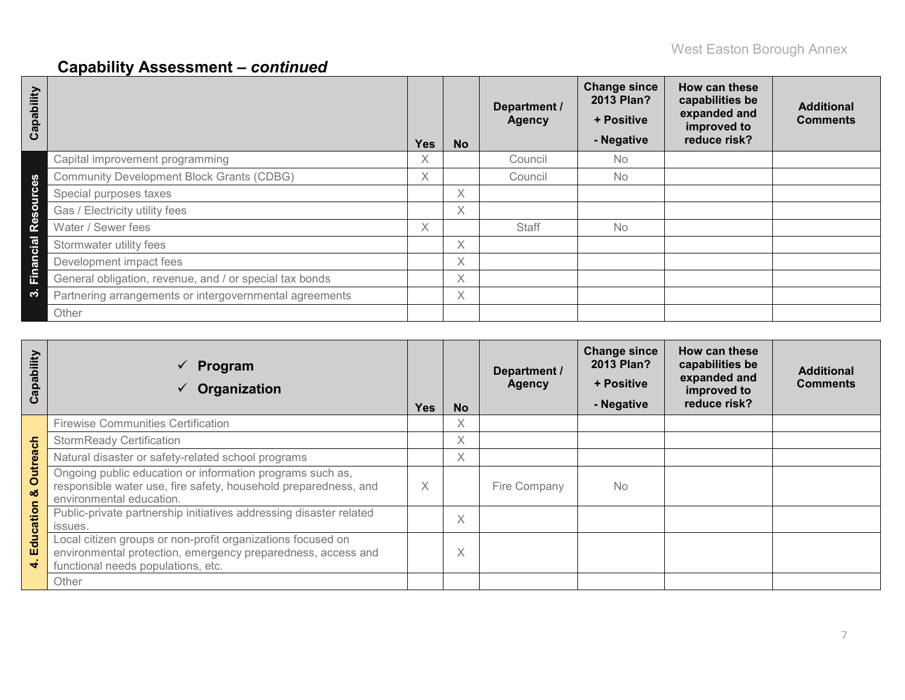## Capability Assessment – *continued*

| Capability | | Yes | No | Department / Agency | Change since 2013 Plan? + Positive - Negative | How can these capabilities be expanded and improved to reduce risk? | Additional Comments |
|---|---|---|---|---|---|---|---|
| 3. Financial Resources | Capital improvement programming | X | | Council | No | | |
| | Community Development Block Grants (CDBG) | X | | Council | No | | |
| | Special purposes taxes | | X | | | | |
| | Gas / Electricity utility fees | | X | | | | |
| | Water / Sewer fees | X | | Staff | No | | |
| | Stormwater utility fees | | X | | | | |
| | Development impact fees | | X | | | | |
| | General obligation, revenue, and / or special tax bonds | | X | | | | |
| | Partnering arrangements or intergovernmental agreements | | X | | | | |
| | Other | | | | | | |

| Capability | ✓ Program ✓ Organization | Yes | No | Department / Agency | Change since 2013 Plan? + Positive - Negative | How can these capabilities be expanded and improved to reduce risk? | Additional Comments |
|---|---|---|---|---|---|---|---|
| 4. Education & Outreach | Firewise Communities Certification | | X | | | | |
| | StormReady Certification | | X | | | | |
| | Natural disaster or safety-related school programs | | X | | | | |
| | Ongoing public education or information programs such as, responsible water use, fire safety, household preparedness, and environmental education. | X | | Fire Company | No | | |
| | Public-private partnership initiatives addressing disaster related issues. | | X | | | | |
| | Local citizen groups or non-profit organizations focused on environmental protection, emergency preparedness, access and functional needs populations, etc. | | X | | | | |
| | Other | | | | | | |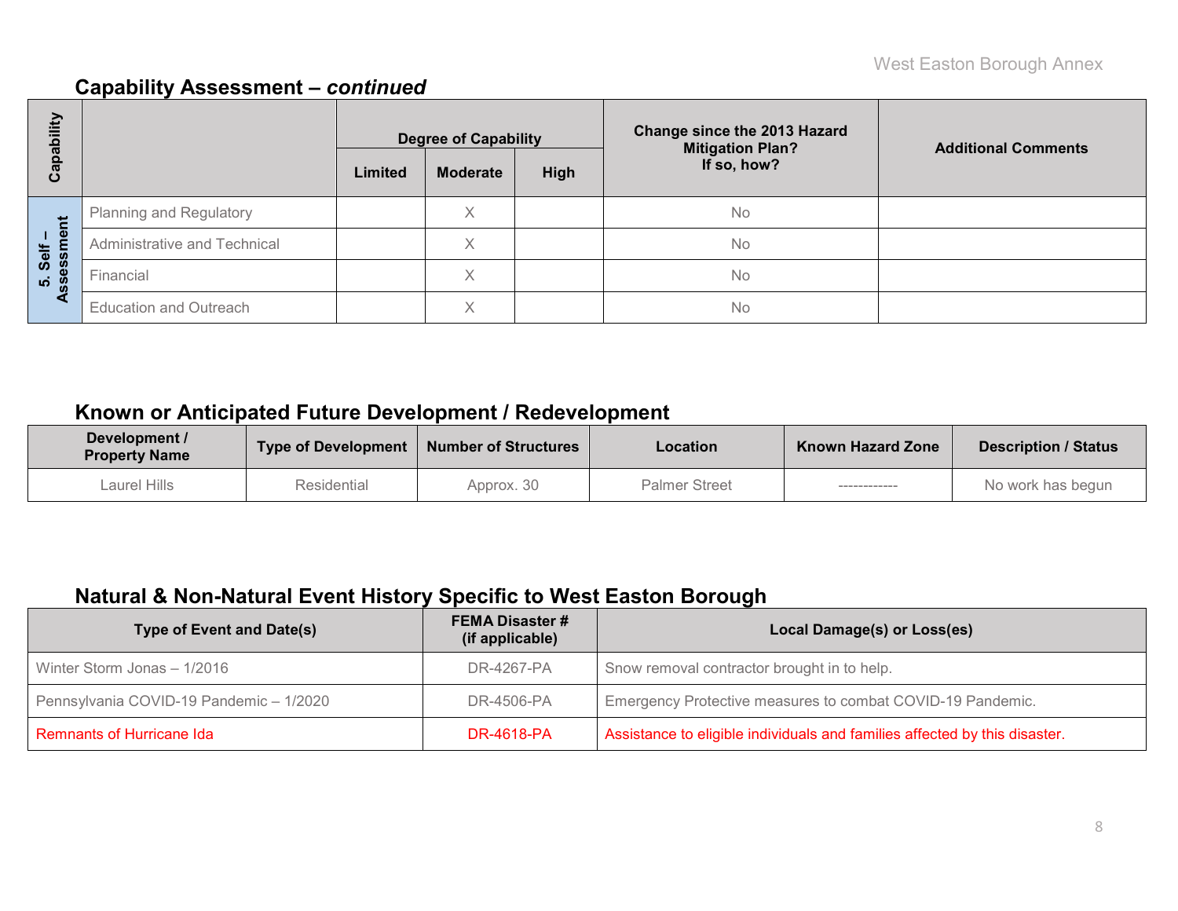## Capability Assessment – *continued*

| Capability | | Degree of Capability | | | Change since the 2013 Hazard Mitigation Plan? If so, how? | Additional Comments |
|---|---|---|---|---|---|---|
| | | Limited | Moderate | High | | |
| 5. Self – Assessment | Planning and Regulatory | | X | | No | |
| | Administrative and Technical | | X | | No | |
| | Financial | | X | | No | |
| | Education and Outreach | | X | | No | |

## Known or Anticipated Future Development / Redevelopment

| Development / Property Name | Type of Development | Number of Structures | Location | Known Hazard Zone | Description / Status |
|---|---|---|---|---|---|
| Laurel Hills | Residential | Approx. 30 | Palmer Street | ------------ | No work has begun |

## Natural & Non-Natural Event History Specific to West Easton Borough

| Type of Event and Date(s) | FEMA Disaster # (if applicable) | Local Damage(s) or Loss(es) |
|---|---|---|
| Winter Storm Jonas – 1/2016 | DR-4267-PA | Snow removal contractor brought in to help. |
| Pennsylvania COVID-19 Pandemic – 1/2020 | DR-4506-PA | Emergency Protective measures to combat COVID-19 Pandemic. |
| Remnants of Hurricane Ida | DR-4618-PA | Assistance to eligible individuals and families affected by this disaster. |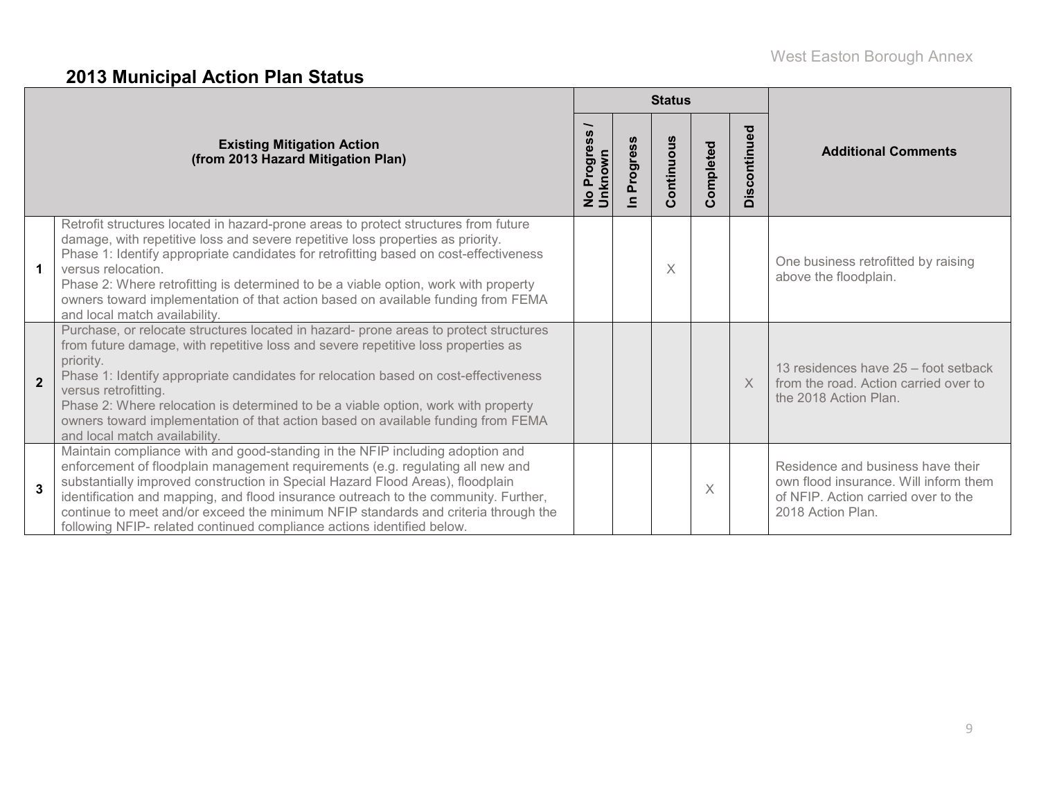## 2013 Municipal Action Plan Status

| | Existing Mitigation Action (from 2013 Hazard Mitigation Plan) | Status | | | | | Additional Comments |
|---|---|---|---|---|---|---|---|
| | | No Progress / Unknown | In Progress | Continuous | Completed | Discontinued | |
| 1 | Retrofit structures located in hazard-prone areas to protect structures from future damage, with repetitive loss and severe repetitive loss properties as priority. Phase 1: Identify appropriate candidates for retrofitting based on cost-effectiveness versus relocation. Phase 2: Where retrofitting is determined to be a viable option, work with property owners toward implementation of that action based on available funding from FEMA and local match availability. | | | X | | | One business retrofitted by raising above the floodplain. |
| 2 | Purchase, or relocate structures located in hazard- prone areas to protect structures from future damage, with repetitive loss and severe repetitive loss properties as priority. Phase 1: Identify appropriate candidates for relocation based on cost-effectiveness versus retrofitting. Phase 2: Where relocation is determined to be a viable option, work with property owners toward implementation of that action based on available funding from FEMA and local match availability. | | | | | X | 13 residences have 25 – foot setback from the road. Action carried over to the 2018 Action Plan. |
| 3 | Maintain compliance with and good-standing in the NFIP including adoption and enforcement of floodplain management requirements (e.g. regulating all new and substantially improved construction in Special Hazard Flood Areas), floodplain identification and mapping, and flood insurance outreach to the community. Further, continue to meet and/or exceed the minimum NFIP standards and criteria through the following NFIP- related continued compliance actions identified below. | | | | X | | Residence and business have their own flood insurance. Will inform them of NFIP. Action carried over to the 2018 Action Plan. |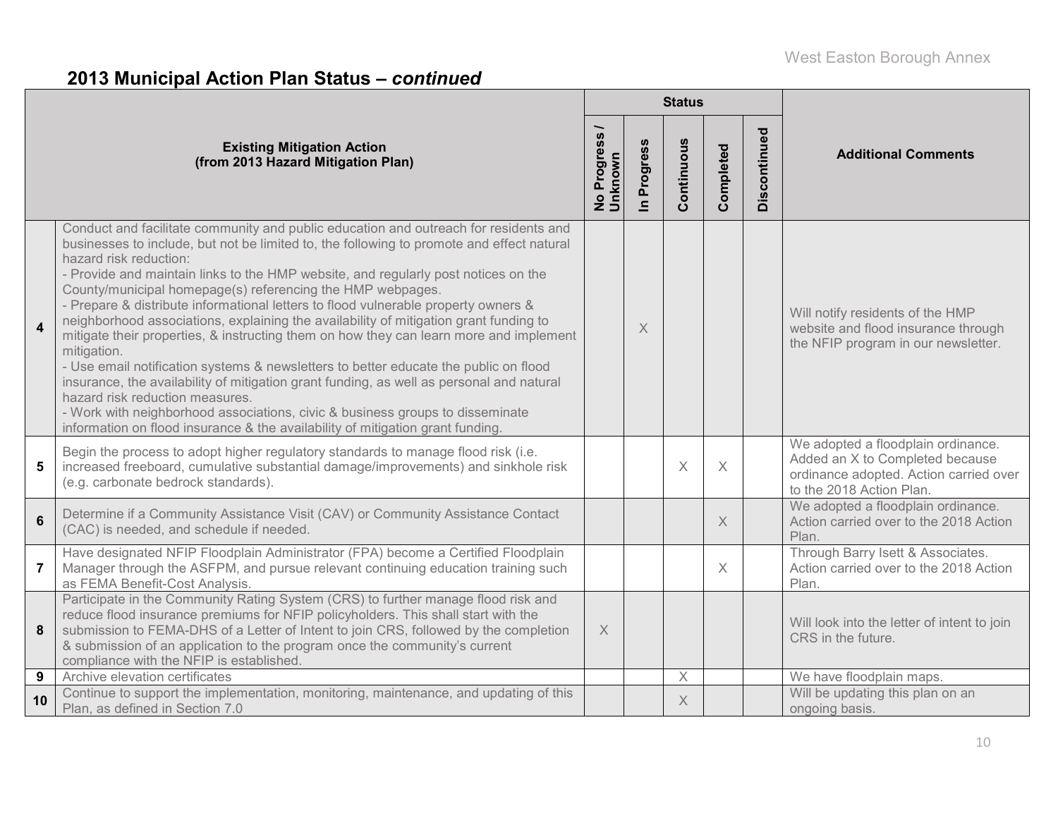## 2013 Municipal Action Plan Status – *continued*

| | Existing Mitigation Action (from 2013 Hazard Mitigation Plan) | Status | | | | | Additional Comments |
|---|---|---|---|---|---|---|---|
| | | No Progress / Unknown | In Progress | Continuous | Completed | Discontinued | |
| 4 | Conduct and facilitate community and public education and outreach for residents and businesses to include, but not be limited to, the following to promote and effect natural hazard risk reduction:<br>- Provide and maintain links to the HMP website, and regularly post notices on the County/municipal homepage(s) referencing the HMP webpages.<br>- Prepare & distribute informational letters to flood vulnerable property owners & neighborhood associations, explaining the availability of mitigation grant funding to mitigate their properties, & instructing them on how they can learn more and implement mitigation.<br>- Use email notification systems & newsletters to better educate the public on flood insurance, the availability of mitigation grant funding, as well as personal and natural hazard risk reduction measures.<br>- Work with neighborhood associations, civic & business groups to disseminate information on flood insurance & the availability of mitigation grant funding. | | X | | | | Will notify residents of the HMP website and flood insurance through the NFIP program in our newsletter. |
| 5 | Begin the process to adopt higher regulatory standards to manage flood risk (i.e. increased freeboard, cumulative substantial damage/improvements) and sinkhole risk (e.g. carbonate bedrock standards). | | | X | X | | We adopted a floodplain ordinance. Added an X to Completed because ordinance adopted. Action carried over to the 2018 Action Plan. |
| 6 | Determine if a Community Assistance Visit (CAV) or Community Assistance Contact (CAC) is needed, and schedule if needed. | | | | X | | We adopted a floodplain ordinance. Action carried over to the 2018 Action Plan. |
| 7 | Have designated NFIP Floodplain Administrator (FPA) become a Certified Floodplain Manager through the ASFPM, and pursue relevant continuing education training such as FEMA Benefit-Cost Analysis. | | | | X | | Through Barry Isett & Associates. Action carried over to the 2018 Action Plan. |
| 8 | Participate in the Community Rating System (CRS) to further manage flood risk and reduce flood insurance premiums for NFIP policyholders. This shall start with the submission to FEMA-DHS of a Letter of Intent to join CRS, followed by the completion & submission of an application to the program once the community's current compliance with the NFIP is established. | X | | | | | Will look into the letter of intent to join CRS in the future. |
| 9 | Archive elevation certificates | | | X | | | We have floodplain maps. |
| 10 | Continue to support the implementation, monitoring, maintenance, and updating of this Plan, as defined in Section 7.0 | | | X | | | Will be updating this plan on an ongoing basis. |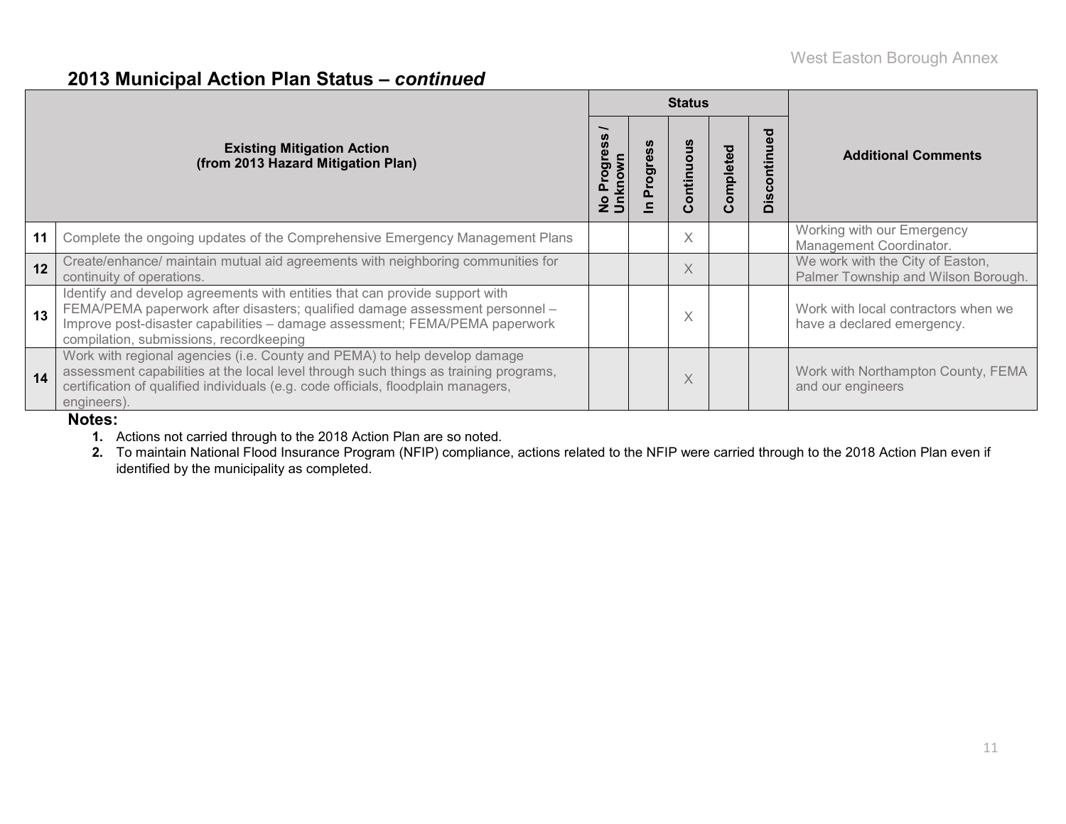## 2013 Municipal Action Plan Status – *continued*

| | Existing Mitigation Action (from 2013 Hazard Mitigation Plan) | Status | | | | | Additional Comments |
|---|---|---|---|---|---|---|---|
| | | No Progress / Unknown | In Progress | Continuous | Completed | Discontinued | |
| **11** | Complete the ongoing updates of the Comprehensive Emergency Management Plans | | | X | | | Working with our Emergency Management Coordinator. |
| **12** | Create/enhance/ maintain mutual aid agreements with neighboring communities for continuity of operations. | | | X | | | We work with the City of Easton, Palmer Township and Wilson Borough. |
| **13** | Identify and develop agreements with entities that can provide support with FEMA/PEMA paperwork after disasters; qualified damage assessment personnel – Improve post-disaster capabilities – damage assessment; FEMA/PEMA paperwork compilation, submissions, recordkeeping | | | X | | | Work with local contractors when we have a declared emergency. |
| **14** | Work with regional agencies (i.e. County and PEMA) to help develop damage assessment capabilities at the local level through such things as training programs, certification of qualified individuals (e.g. code officials, floodplain managers, engineers). | | | X | | | Work with Northampton County, FEMA and our engineers |

**Notes:**

1. Actions not carried through to the 2018 Action Plan are so noted.
2. To maintain National Flood Insurance Program (NFIP) compliance, actions related to the NFIP were carried through to the 2018 Action Plan even if identified by the municipality as completed.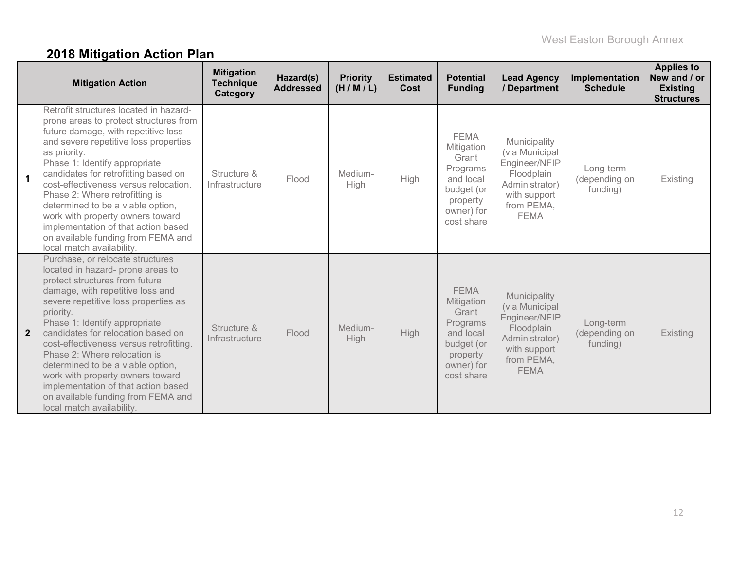## 2018 Mitigation Action Plan

| | Mitigation Action | Mitigation Technique Category | Hazard(s) Addressed | Priority (H / M / L) | Estimated Cost | Potential Funding | Lead Agency / Department | Implementation Schedule | Applies to New and / or Existing Structures |
|---|---|---|---|---|---|---|---|---|---|
| **1** | Retrofit structures located in hazard-prone areas to protect structures from future damage, with repetitive loss and severe repetitive loss properties as priority.<br>Phase 1: Identify appropriate candidates for retrofitting based on cost-effectiveness versus relocation.<br>Phase 2: Where retrofitting is determined to be a viable option, work with property owners toward implementation of that action based on available funding from FEMA and local match availability. | Structure & Infrastructure | Flood | Medium-High | High | FEMA Mitigation Grant Programs and local budget (or property owner) for cost share | Municipality (via Municipal Engineer/NFIP Floodplain Administrator) with support from PEMA, FEMA | Long-term (depending on funding) | Existing |
| **2** | Purchase, or relocate structures located in hazard- prone areas to protect structures from future damage, with repetitive loss and severe repetitive loss properties as priority.<br>Phase 1: Identify appropriate candidates for relocation based on cost-effectiveness versus retrofitting.<br>Phase 2: Where relocation is determined to be a viable option, work with property owners toward implementation of that action based on available funding from FEMA and local match availability. | Structure & Infrastructure | Flood | Medium-High | High | FEMA Mitigation Grant Programs and local budget (or property owner) for cost share | Municipality (via Municipal Engineer/NFIP Floodplain Administrator) with support from PEMA, FEMA | Long-term (depending on funding) | Existing |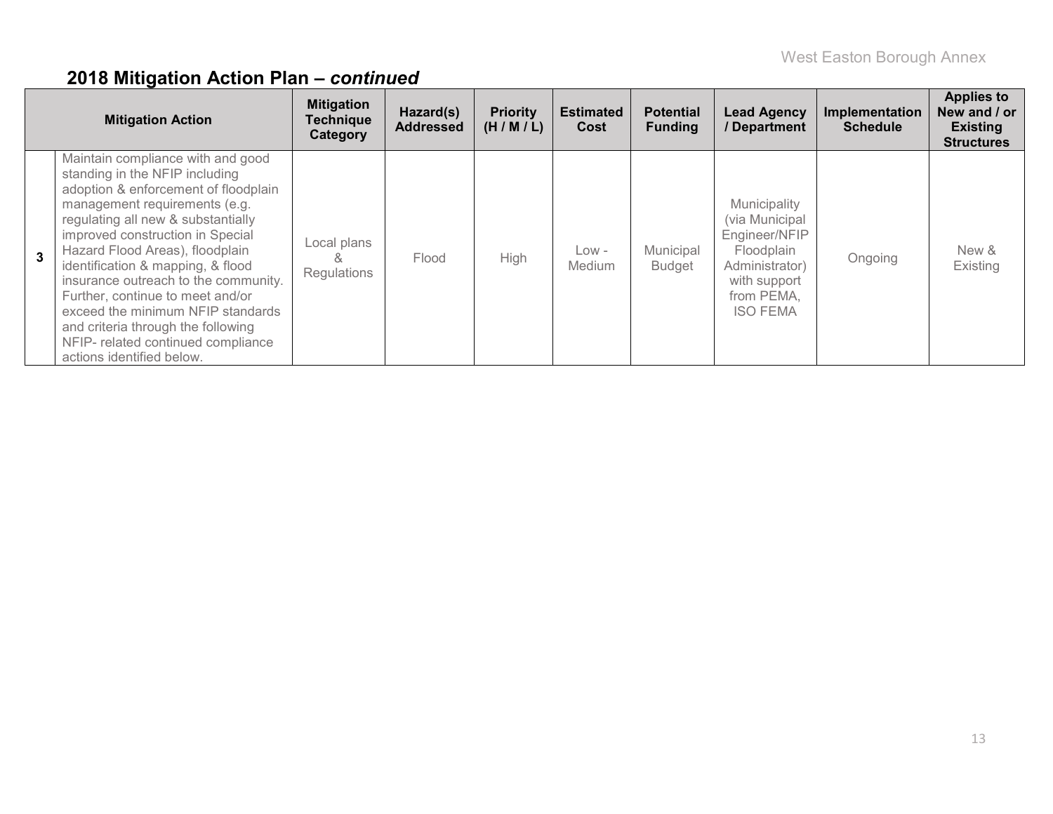## 2018 Mitigation Action Plan – *continued*

| | Mitigation Action | Mitigation Technique Category | Hazard(s) Addressed | Priority (H / M / L) | Estimated Cost | Potential Funding | Lead Agency / Department | Implementation Schedule | Applies to New and / or Existing Structures |
|---|---|---|---|---|---|---|---|---|---|
| 3 | Maintain compliance with and good standing in the NFIP including adoption & enforcement of floodplain management requirements (e.g. regulating all new & substantially improved construction in Special Hazard Flood Areas), floodplain identification & mapping, & flood insurance outreach to the community. Further, continue to meet and/or exceed the minimum NFIP standards and criteria through the following NFIP- related continued compliance actions identified below. | Local plans & Regulations | Flood | High | Low - Medium | Municipal Budget | Municipality (via Municipal Engineer/NFIP Floodplain Administrator) with support from PEMA, ISO FEMA | Ongoing | New & Existing |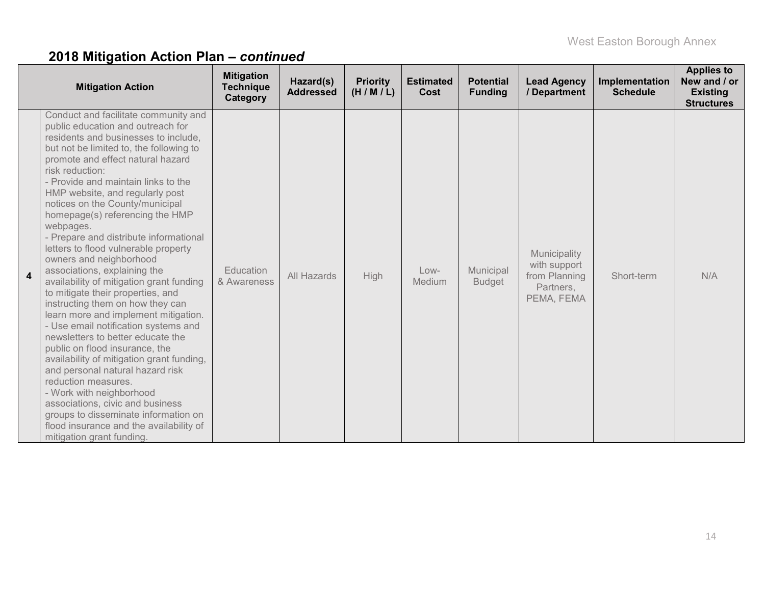## 2018 Mitigation Action Plan – *continued*

| | Mitigation Action | Mitigation Technique Category | Hazard(s) Addressed | Priority (H / M / L) | Estimated Cost | Potential Funding | Lead Agency / Department | Implementation Schedule | Applies to New and / or Existing Structures |
|---|---|---|---|---|---|---|---|---|---|
| **4** | Conduct and facilitate community and public education and outreach for residents and businesses to include, but not be limited to, the following to promote and effect natural hazard risk reduction:<br>- Provide and maintain links to the HMP website, and regularly post notices on the County/municipal homepage(s) referencing the HMP webpages.<br>- Prepare and distribute informational letters to flood vulnerable property owners and neighborhood associations, explaining the availability of mitigation grant funding to mitigate their properties, and instructing them on how they can learn more and implement mitigation.<br>- Use email notification systems and newsletters to better educate the public on flood insurance, the availability of mitigation grant funding, and personal natural hazard risk reduction measures.<br>- Work with neighborhood associations, civic and business groups to disseminate information on flood insurance and the availability of mitigation grant funding. | Education & Awareness | All Hazards | High | Low-Medium | Municipal Budget | Municipality with support from Planning Partners, PEMA, FEMA | Short-term | N/A |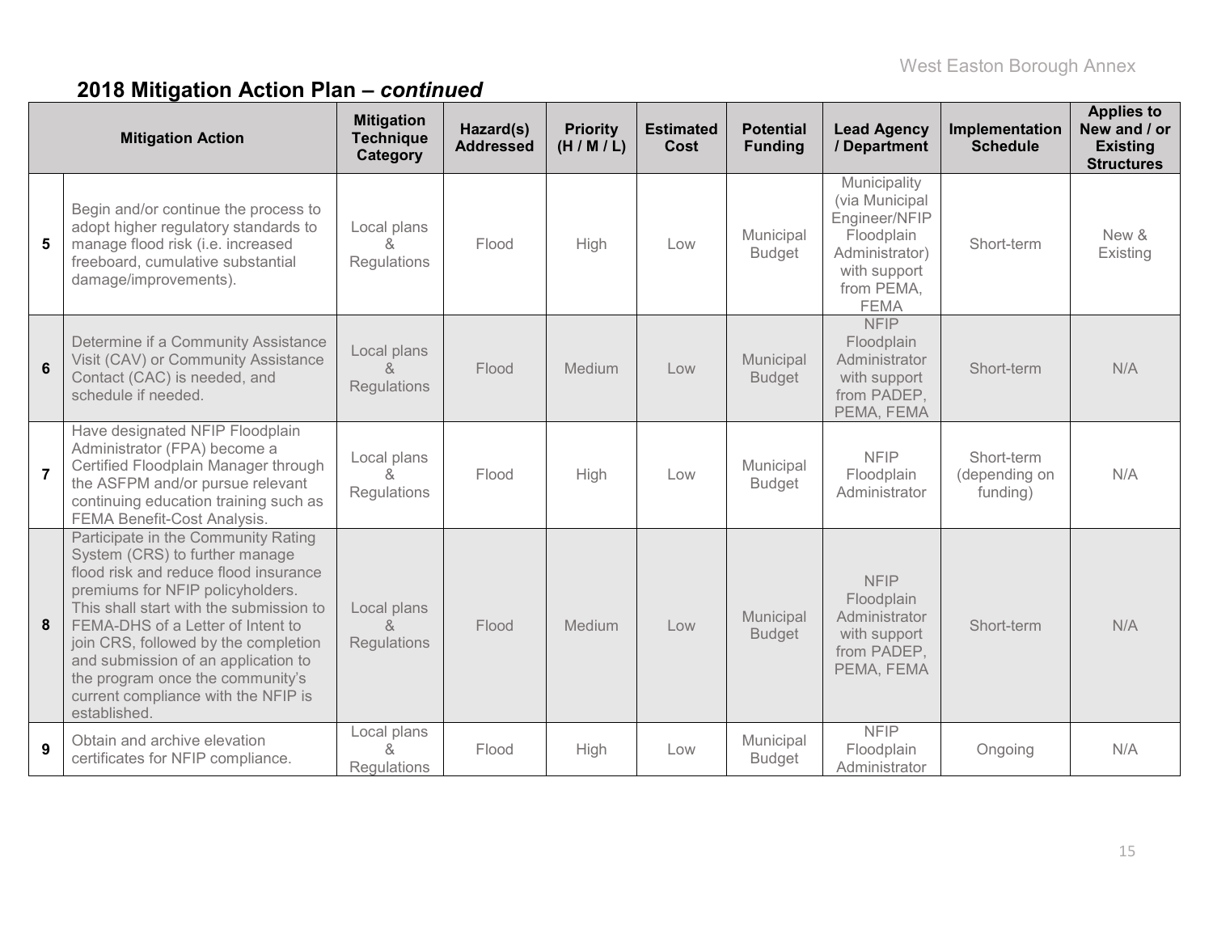## 2018 Mitigation Action Plan – *continued*

| | Mitigation Action | Mitigation Technique Category | Hazard(s) Addressed | Priority (H / M / L) | Estimated Cost | Potential Funding | Lead Agency / Department | Implementation Schedule | Applies to New and / or Existing Structures |
|---|---|---|---|---|---|---|---|---|---|
| **5** | Begin and/or continue the process to adopt higher regulatory standards to manage flood risk (i.e. increased freeboard, cumulative substantial damage/improvements). | Local plans & Regulations | Flood | High | Low | Municipal Budget | Municipality (via Municipal Engineer/NFIP Floodplain Administrator) with support from PEMA, FEMA | Short-term | New & Existing |
| **6** | Determine if a Community Assistance Visit (CAV) or Community Assistance Contact (CAC) is needed, and schedule if needed. | Local plans & Regulations | Flood | Medium | Low | Municipal Budget | NFIP Floodplain Administrator with support from PADEP, PEMA, FEMA | Short-term | N/A |
| **7** | Have designated NFIP Floodplain Administrator (FPA) become a Certified Floodplain Manager through the ASFPM and/or pursue relevant continuing education training such as FEMA Benefit-Cost Analysis. | Local plans & Regulations | Flood | High | Low | Municipal Budget | NFIP Floodplain Administrator | Short-term (depending on funding) | N/A |
| **8** | Participate in the Community Rating System (CRS) to further manage flood risk and reduce flood insurance premiums for NFIP policyholders. This shall start with the submission to FEMA-DHS of a Letter of Intent to join CRS, followed by the completion and submission of an application to the program once the community's current compliance with the NFIP is established. | Local plans & Regulations | Flood | Medium | Low | Municipal Budget | NFIP Floodplain Administrator with support from PADEP, PEMA, FEMA | Short-term | N/A |
| **9** | Obtain and archive elevation certificates for NFIP compliance. | Local plans & Regulations | Flood | High | Low | Municipal Budget | NFIP Floodplain Administrator | Ongoing | N/A |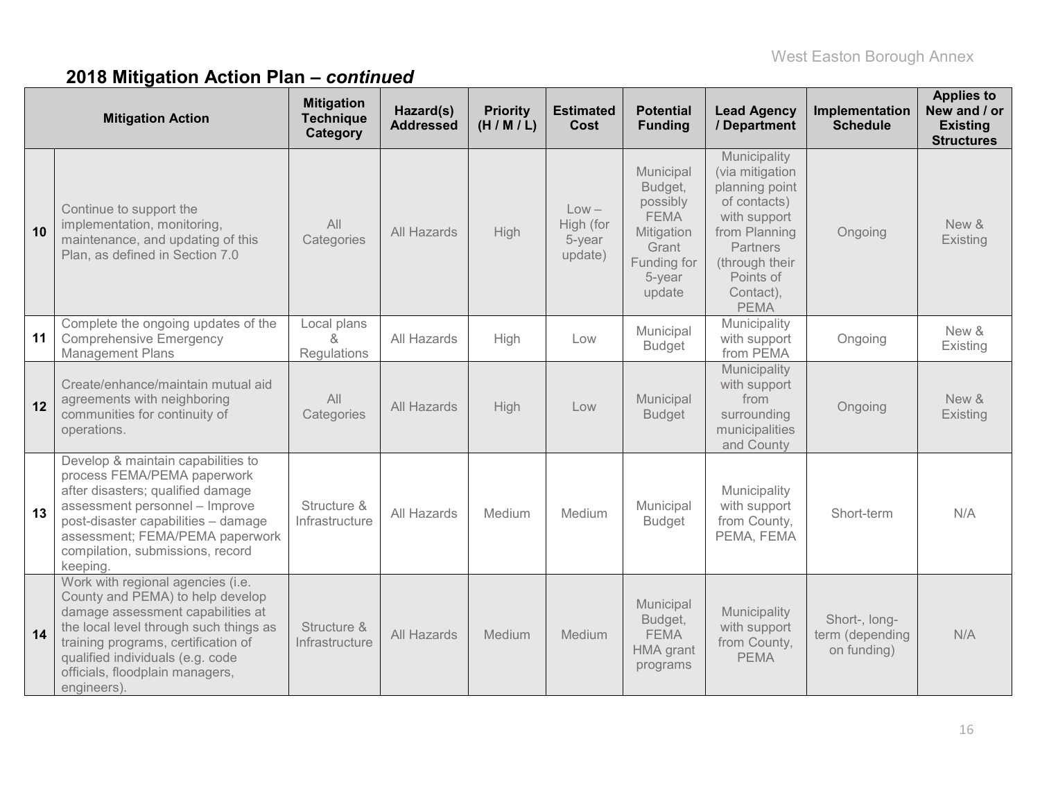## 2018 Mitigation Action Plan – *continued*

| | Mitigation Action | Mitigation Technique Category | Hazard(s) Addressed | Priority (H / M / L) | Estimated Cost | Potential Funding | Lead Agency / Department | Implementation Schedule | Applies to New and / or Existing Structures |
|---|---|---|---|---|---|---|---|---|---|
| 10 | Continue to support the implementation, monitoring, maintenance, and updating of this Plan, as defined in Section 7.0 | All Categories | All Hazards | High | Low – High (for 5-year update) | Municipal Budget, possibly FEMA Mitigation Grant Funding for 5-year update | Municipality (via mitigation planning point of contacts) with support from Planning Partners (through their Points of Contact), PEMA | Ongoing | New & Existing |
| 11 | Complete the ongoing updates of the Comprehensive Emergency Management Plans | Local plans & Regulations | All Hazards | High | Low | Municipal Budget | Municipality with support from PEMA | Ongoing | New & Existing |
| 12 | Create/enhance/maintain mutual aid agreements with neighboring communities for continuity of operations. | All Categories | All Hazards | High | Low | Municipal Budget | Municipality with support from surrounding municipalities and County | Ongoing | New & Existing |
| 13 | Develop & maintain capabilities to process FEMA/PEMA paperwork after disasters; qualified damage assessment personnel – Improve post-disaster capabilities – damage assessment; FEMA/PEMA paperwork compilation, submissions, record keeping. | Structure & Infrastructure | All Hazards | Medium | Medium | Municipal Budget | Municipality with support from County, PEMA, FEMA | Short-term | N/A |
| 14 | Work with regional agencies (i.e. County and PEMA) to help develop damage assessment capabilities at the local level through such things as training programs, certification of qualified individuals (e.g. code officials, floodplain managers, engineers). | Structure & Infrastructure | All Hazards | Medium | Medium | Municipal Budget, FEMA HMA grant programs | Municipality with support from County, PEMA | Short-, long-term (depending on funding) | N/A |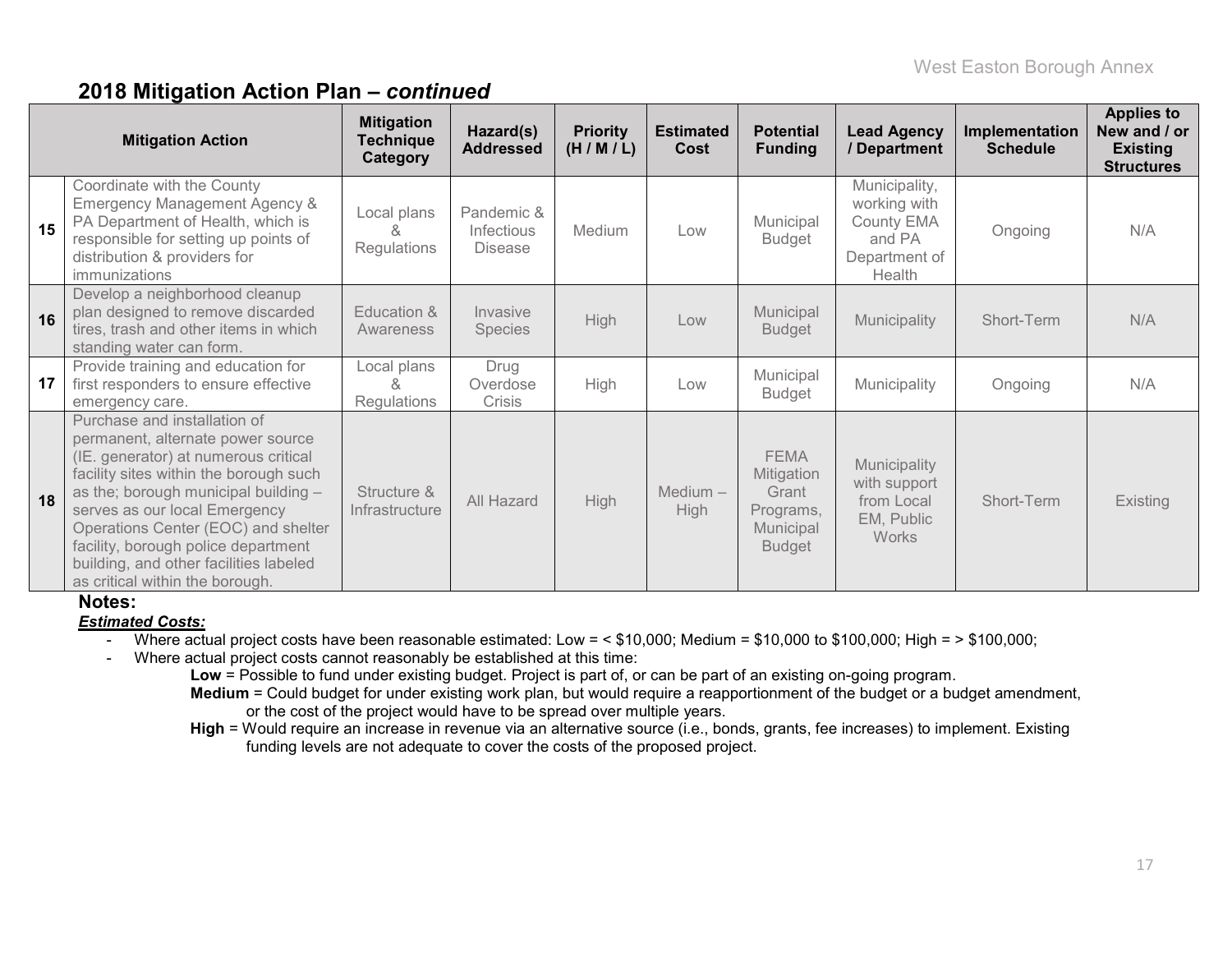## 2018 Mitigation Action Plan – *continued*

| | Mitigation Action | Mitigation Technique Category | Hazard(s) Addressed | Priority (H / M / L) | Estimated Cost | Potential Funding | Lead Agency / Department | Implementation Schedule | Applies to New and / or Existing Structures |
|---|---|---|---|---|---|---|---|---|---|
| 15 | Coordinate with the County Emergency Management Agency & PA Department of Health, which is responsible for setting up points of distribution & providers for immunizations | Local plans & Regulations | Pandemic & Infectious Disease | Medium | Low | Municipal Budget | Municipality, working with County EMA and PA Department of Health | Ongoing | N/A |
| 16 | Develop a neighborhood cleanup plan designed to remove discarded tires, trash and other items in which standing water can form. | Education & Awareness | Invasive Species | High | Low | Municipal Budget | Municipality | Short-Term | N/A |
| 17 | Provide training and education for first responders to ensure effective emergency care. | Local plans & Regulations | Drug Overdose Crisis | High | Low | Municipal Budget | Municipality | Ongoing | N/A |
| 18 | Purchase and installation of permanent, alternate power source (IE. generator) at numerous critical facility sites within the borough such as the; borough municipal building – serves as our local Emergency Operations Center (EOC) and shelter facility, borough police department building, and other facilities labeled as critical within the borough. | Structure & Infrastructure | All Hazard | High | Medium – High | FEMA Mitigation Grant Programs, Municipal Budget | Municipality with support from Local EM, Public Works | Short-Term | Existing |

**Notes:**

***Estimated Costs:***

- Where actual project costs have been reasonable estimated: Low = < $10,000; Medium = $10,000 to $100,000; High = > $100,000;
- Where actual project costs cannot reasonably be established at this time:
  - **Low** = Possible to fund under existing budget. Project is part of, or can be part of an existing on-going program.
  - **Medium** = Could budget for under existing work plan, but would require a reapportionment of the budget or a budget amendment, or the cost of the project would have to be spread over multiple years.
  - **High** = Would require an increase in revenue via an alternative source (i.e., bonds, grants, fee increases) to implement. Existing funding levels are not adequate to cover the costs of the proposed project.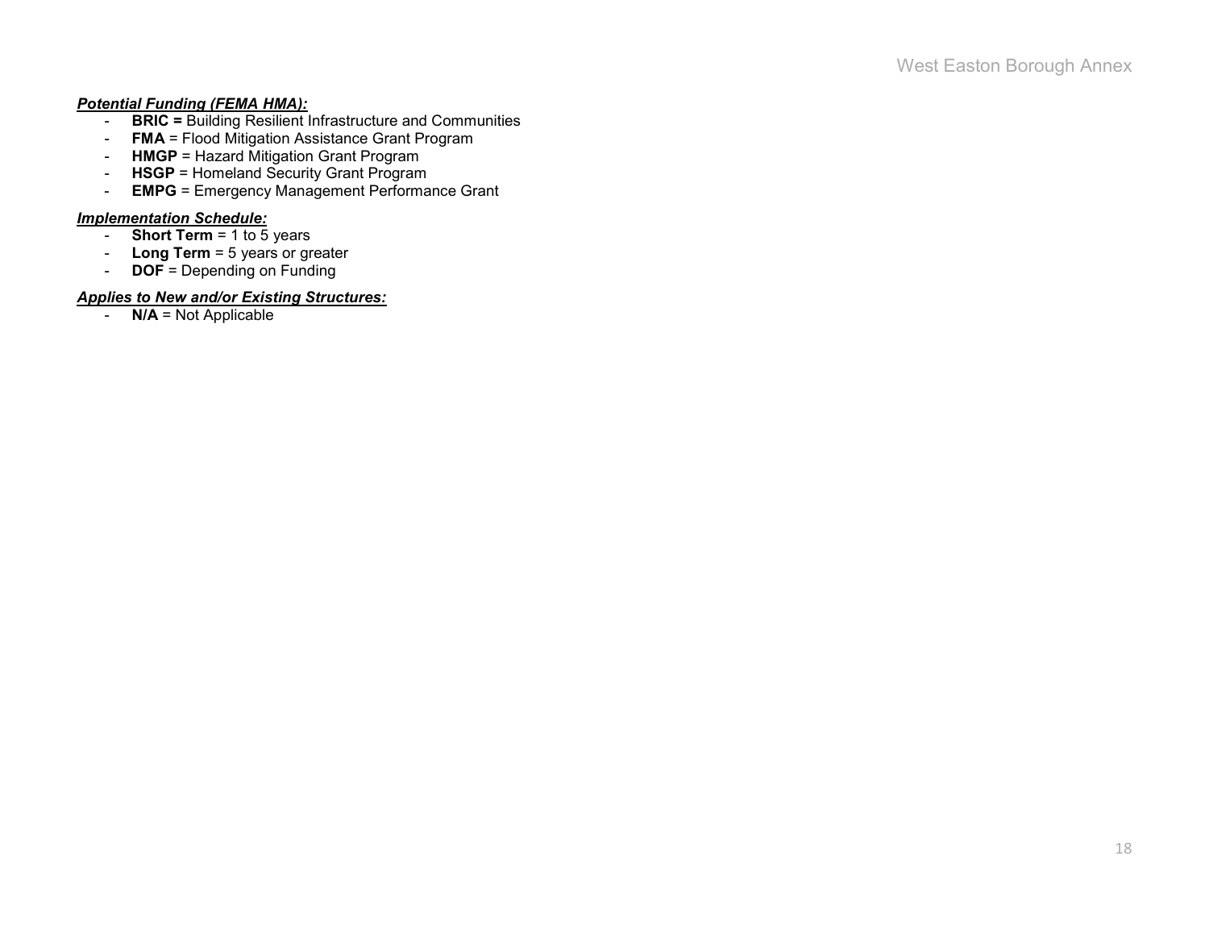***Potential Funding (FEMA HMA):***

- **BRIC =** Building Resilient Infrastructure and Communities
- **FMA** = Flood Mitigation Assistance Grant Program
- **HMGP** = Hazard Mitigation Grant Program
- **HSGP** = Homeland Security Grant Program
- **EMPG** = Emergency Management Performance Grant

***Implementation Schedule:***

- **Short Term** = 1 to 5 years
- **Long Term** = 5 years or greater
- **DOF** = Depending on Funding

***Applies to New and/or Existing Structures:***

- **N/A** = Not Applicable